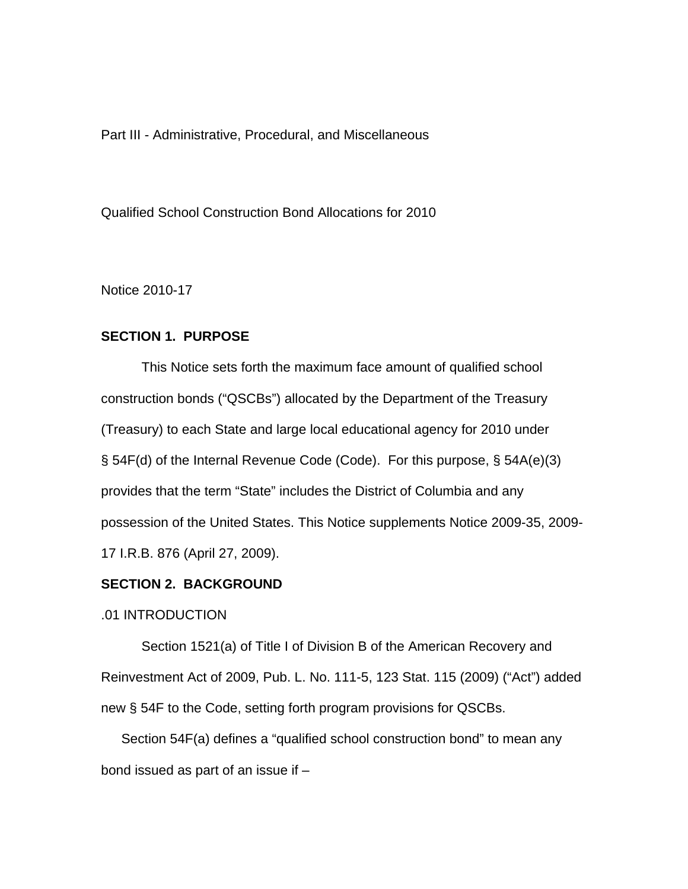Part III - Administrative, Procedural, and Miscellaneous

Qualified School Construction Bond Allocations for 2010

Notice 2010-17

**SECTION 1. PURPOSE**

This Notice sets forth the maximum face amount of qualified school construction bonds ("QSCBs") allocated by the Department of the Treasury (Treasury) to each State and large local educational agency for 2010 under § 54F(d) of the Internal Revenue Code (Code). For this purpose, § 54A(e)(3) provides that the term "State" includes the District of Columbia and any possession of the United States. This Notice supplements Notice 2009-35, 2009-17 I.R.B. 876 (April 27, 2009).

**SECTION 2. BACKGROUND**

.01 INTRODUCTION

Section 1521(a) of Title I of Division B of the American Recovery and Reinvestment Act of 2009, Pub. L. No. 111-5, 123 Stat. 115 (2009) ("Act") added new § 54F to the Code, setting forth program provisions for QSCBs.

Section 54F(a) defines a "qualified school construction bond" to mean any bond issued as part of an issue if –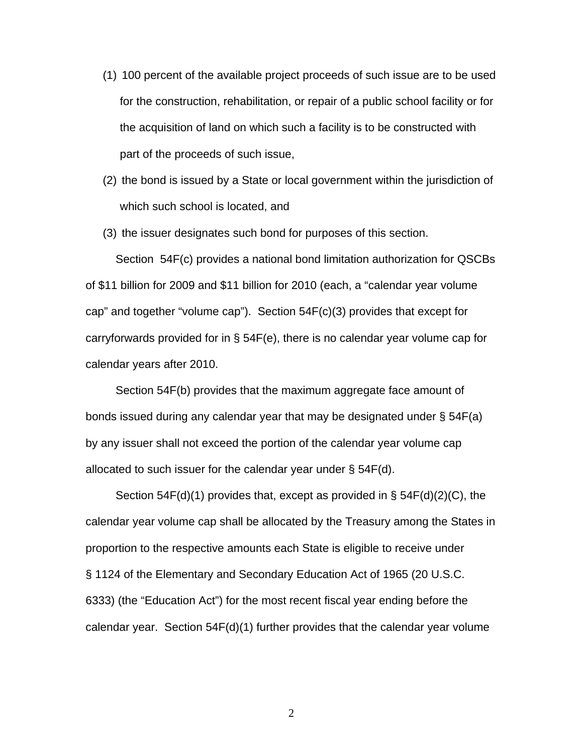(1) 100 percent of the available project proceeds of such issue are to be used for the construction, rehabilitation, or repair of a public school facility or for the acquisition of land on which such a facility is to be constructed with part of the proceeds of such issue,

(2) the bond is issued by a State or local government within the jurisdiction of which such school is located, and

(3) the issuer designates such bond for purposes of this section.

Section 54F(c) provides a national bond limitation authorization for QSCBs of $11 billion for 2009 and $11 billion for 2010 (each, a "calendar year volume cap" and together "volume cap"). Section 54F(c)(3) provides that except for carryforwards provided for in § 54F(e), there is no calendar year volume cap for calendar years after 2010.

Section 54F(b) provides that the maximum aggregate face amount of bonds issued during any calendar year that may be designated under § 54F(a) by any issuer shall not exceed the portion of the calendar year volume cap allocated to such issuer for the calendar year under § 54F(d).

Section 54F(d)(1) provides that, except as provided in § 54F(d)(2)(C), the calendar year volume cap shall be allocated by the Treasury among the States in proportion to the respective amounts each State is eligible to receive under § 1124 of the Elementary and Secondary Education Act of 1965 (20 U.S.C. 6333) (the "Education Act") for the most recent fiscal year ending before the calendar year. Section 54F(d)(1) further provides that the calendar year volume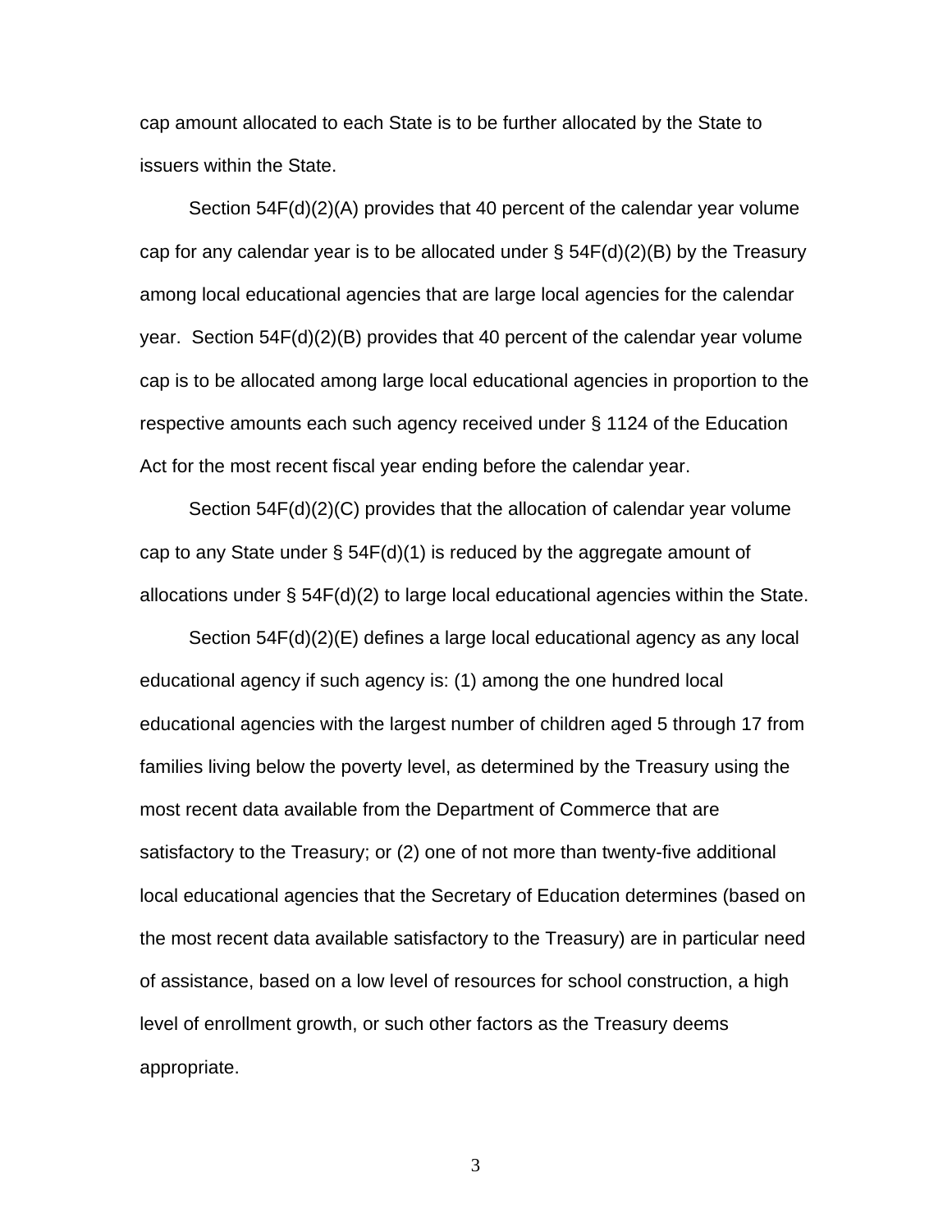cap amount allocated to each State is to be further allocated by the State to issuers within the State.

Section 54F(d)(2)(A) provides that 40 percent of the calendar year volume cap for any calendar year is to be allocated under § 54F(d)(2)(B) by the Treasury among local educational agencies that are large local agencies for the calendar year. Section 54F(d)(2)(B) provides that 40 percent of the calendar year volume cap is to be allocated among large local educational agencies in proportion to the respective amounts each such agency received under § 1124 of the Education Act for the most recent fiscal year ending before the calendar year.

Section 54F(d)(2)(C) provides that the allocation of calendar year volume cap to any State under § 54F(d)(1) is reduced by the aggregate amount of allocations under § 54F(d)(2) to large local educational agencies within the State.

Section 54F(d)(2)(E) defines a large local educational agency as any local educational agency if such agency is: (1) among the one hundred local educational agencies with the largest number of children aged 5 through 17 from families living below the poverty level, as determined by the Treasury using the most recent data available from the Department of Commerce that are satisfactory to the Treasury; or (2) one of not more than twenty-five additional local educational agencies that the Secretary of Education determines (based on the most recent data available satisfactory to the Treasury) are in particular need of assistance, based on a low level of resources for school construction, a high level of enrollment growth, or such other factors as the Treasury deems appropriate.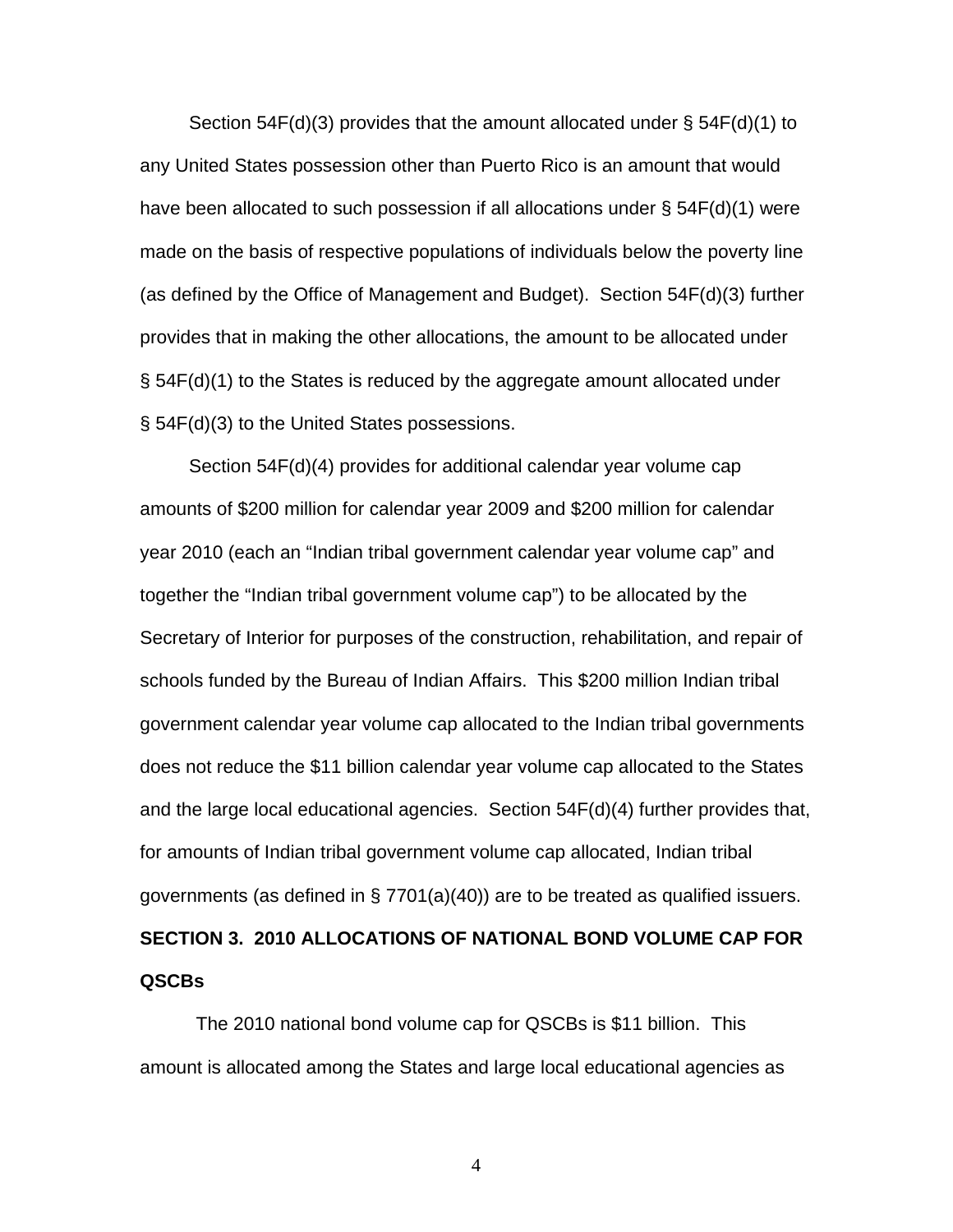Section 54F(d)(3) provides that the amount allocated under § 54F(d)(1) to any United States possession other than Puerto Rico is an amount that would have been allocated to such possession if all allocations under § 54F(d)(1) were made on the basis of respective populations of individuals below the poverty line (as defined by the Office of Management and Budget). Section 54F(d)(3) further provides that in making the other allocations, the amount to be allocated under § 54F(d)(1) to the States is reduced by the aggregate amount allocated under § 54F(d)(3) to the United States possessions.

Section 54F(d)(4) provides for additional calendar year volume cap amounts of $200 million for calendar year 2009 and $200 million for calendar year 2010 (each an "Indian tribal government calendar year volume cap" and together the "Indian tribal government volume cap") to be allocated by the Secretary of Interior for purposes of the construction, rehabilitation, and repair of schools funded by the Bureau of Indian Affairs. This $200 million Indian tribal government calendar year volume cap allocated to the Indian tribal governments does not reduce the $11 billion calendar year volume cap allocated to the States and the large local educational agencies. Section 54F(d)(4) further provides that, for amounts of Indian tribal government volume cap allocated, Indian tribal governments (as defined in § 7701(a)(40)) are to be treated as qualified issuers.

**SECTION 3. 2010 ALLOCATIONS OF NATIONAL BOND VOLUME CAP FOR QSCBs**

The 2010 national bond volume cap for QSCBs is $11 billion. This amount is allocated among the States and large local educational agencies as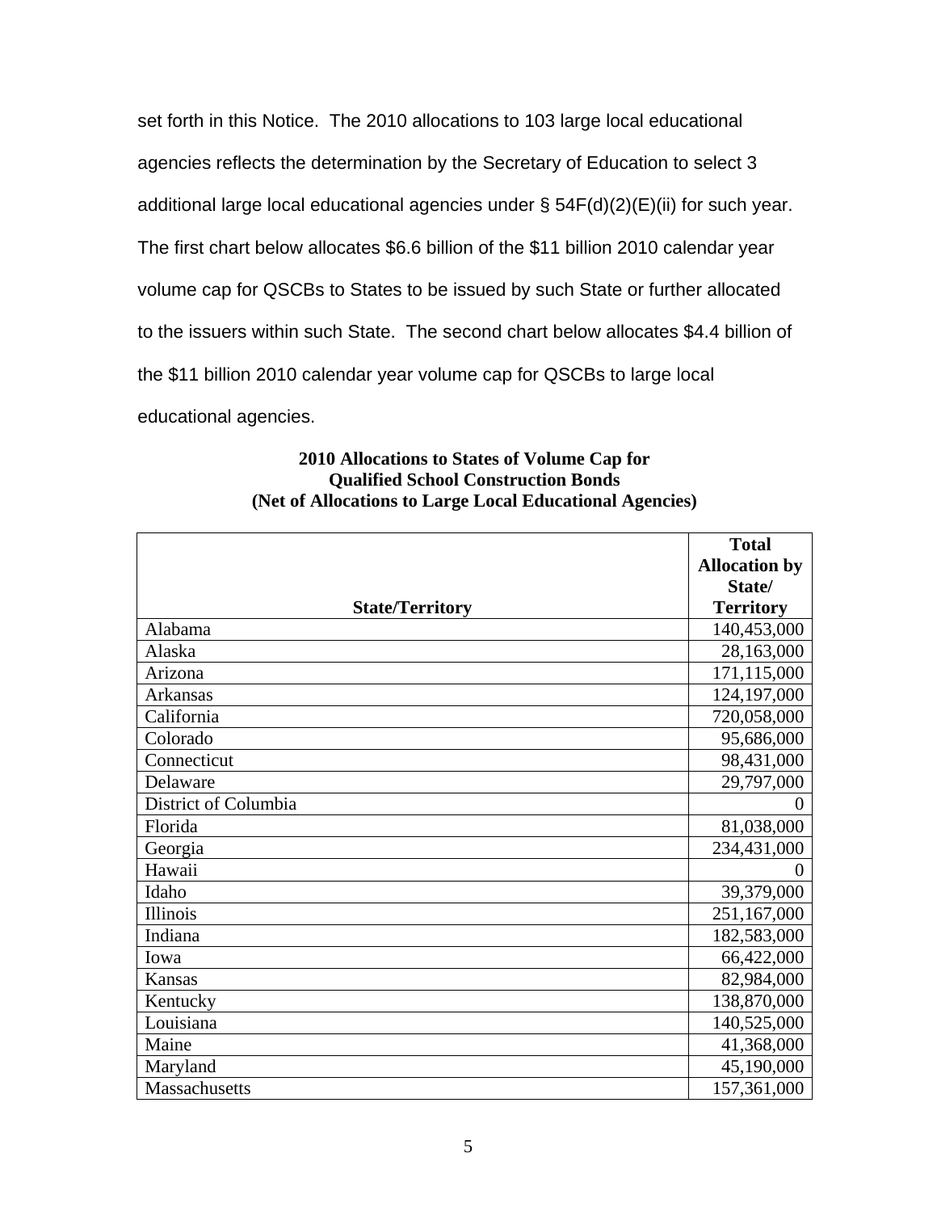set forth in this Notice. The 2010 allocations to 103 large local educational agencies reflects the determination by the Secretary of Education to select 3 additional large local educational agencies under § 54F(d)(2)(E)(ii) for such year. The first chart below allocates $6.6 billion of the $11 billion 2010 calendar year volume cap for QSCBs to States to be issued by such State or further allocated to the issuers within such State. The second chart below allocates $4.4 billion of the $11 billion 2010 calendar year volume cap for QSCBs to large local educational agencies.

**2010 Allocations to States of Volume Cap for Qualified School Construction Bonds (Net of Allocations to Large Local Educational Agencies)**

| State/Territory | Total Allocation by State/ Territory |
|---|---|
| Alabama | 140,453,000 |
| Alaska | 28,163,000 |
| Arizona | 171,115,000 |
| Arkansas | 124,197,000 |
| California | 720,058,000 |
| Colorado | 95,686,000 |
| Connecticut | 98,431,000 |
| Delaware | 29,797,000 |
| District of Columbia | 0 |
| Florida | 81,038,000 |
| Georgia | 234,431,000 |
| Hawaii | 0 |
| Idaho | 39,379,000 |
| Illinois | 251,167,000 |
| Indiana | 182,583,000 |
| Iowa | 66,422,000 |
| Kansas | 82,984,000 |
| Kentucky | 138,870,000 |
| Louisiana | 140,525,000 |
| Maine | 41,368,000 |
| Maryland | 45,190,000 |
| Massachusetts | 157,361,000 |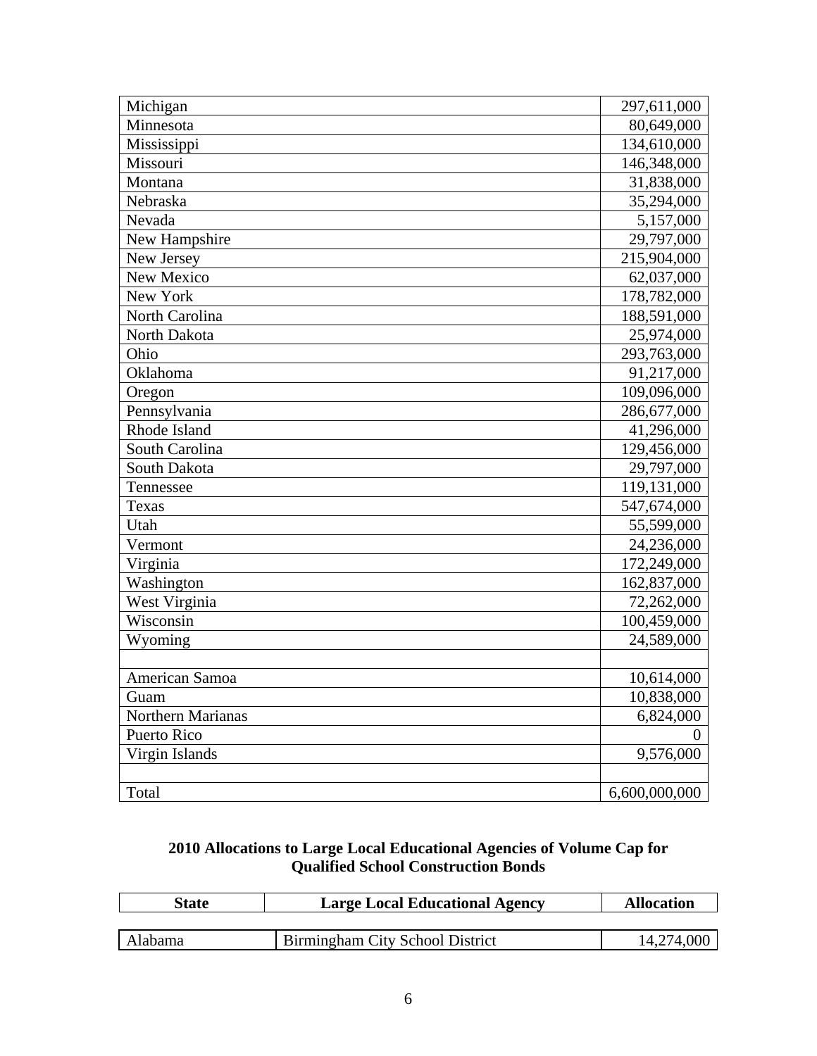| | |
|---|---|
| Michigan | 297,611,000 |
| Minnesota | 80,649,000 |
| Mississippi | 134,610,000 |
| Missouri | 146,348,000 |
| Montana | 31,838,000 |
| Nebraska | 35,294,000 |
| Nevada | 5,157,000 |
| New Hampshire | 29,797,000 |
| New Jersey | 215,904,000 |
| New Mexico | 62,037,000 |
| New York | 178,782,000 |
| North Carolina | 188,591,000 |
| North Dakota | 25,974,000 |
| Ohio | 293,763,000 |
| Oklahoma | 91,217,000 |
| Oregon | 109,096,000 |
| Pennsylvania | 286,677,000 |
| Rhode Island | 41,296,000 |
| South Carolina | 129,456,000 |
| South Dakota | 29,797,000 |
| Tennessee | 119,131,000 |
| Texas | 547,674,000 |
| Utah | 55,599,000 |
| Vermont | 24,236,000 |
| Virginia | 172,249,000 |
| Washington | 162,837,000 |
| West Virginia | 72,262,000 |
| Wisconsin | 100,459,000 |
| Wyoming | 24,589,000 |
| | |
| American Samoa | 10,614,000 |
| Guam | 10,838,000 |
| Northern Marianas | 6,824,000 |
| Puerto Rico | 0 |
| Virgin Islands | 9,576,000 |
| | |
| Total | 6,600,000,000 |

**2010 Allocations to Large Local Educational Agencies of Volume Cap for Qualified School Construction Bonds**

| State | Large Local Educational Agency | Allocation |
|---|---|---|
| Alabama | Birmingham City School District | 14,274,000 |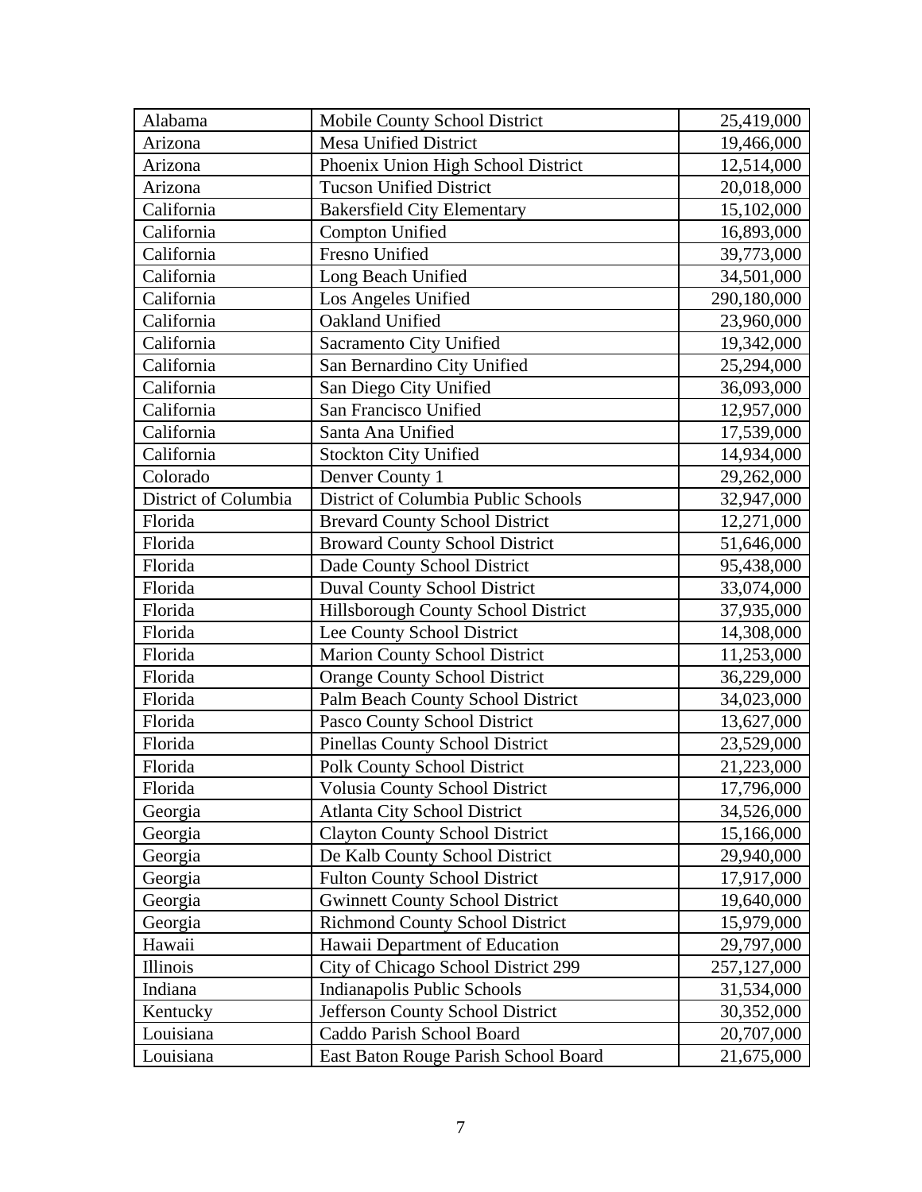| | | |
|---|---|---|
| Alabama | Mobile County School District | 25,419,000 |
| Arizona | Mesa Unified District | 19,466,000 |
| Arizona | Phoenix Union High School District | 12,514,000 |
| Arizona | Tucson Unified District | 20,018,000 |
| California | Bakersfield City Elementary | 15,102,000 |
| California | Compton Unified | 16,893,000 |
| California | Fresno Unified | 39,773,000 |
| California | Long Beach Unified | 34,501,000 |
| California | Los Angeles Unified | 290,180,000 |
| California | Oakland Unified | 23,960,000 |
| California | Sacramento City Unified | 19,342,000 |
| California | San Bernardino City Unified | 25,294,000 |
| California | San Diego City Unified | 36,093,000 |
| California | San Francisco Unified | 12,957,000 |
| California | Santa Ana Unified | 17,539,000 |
| California | Stockton City Unified | 14,934,000 |
| Colorado | Denver County 1 | 29,262,000 |
| District of Columbia | District of Columbia Public Schools | 32,947,000 |
| Florida | Brevard County School District | 12,271,000 |
| Florida | Broward County School District | 51,646,000 |
| Florida | Dade County School District | 95,438,000 |
| Florida | Duval County School District | 33,074,000 |
| Florida | Hillsborough County School District | 37,935,000 |
| Florida | Lee County School District | 14,308,000 |
| Florida | Marion County School District | 11,253,000 |
| Florida | Orange County School District | 36,229,000 |
| Florida | Palm Beach County School District | 34,023,000 |
| Florida | Pasco County School District | 13,627,000 |
| Florida | Pinellas County School District | 23,529,000 |
| Florida | Polk County School District | 21,223,000 |
| Florida | Volusia County School District | 17,796,000 |
| Georgia | Atlanta City School District | 34,526,000 |
| Georgia | Clayton County School District | 15,166,000 |
| Georgia | De Kalb County School District | 29,940,000 |
| Georgia | Fulton County School District | 17,917,000 |
| Georgia | Gwinnett County School District | 19,640,000 |
| Georgia | Richmond County School District | 15,979,000 |
| Hawaii | Hawaii Department of Education | 29,797,000 |
| Illinois | City of Chicago School District 299 | 257,127,000 |
| Indiana | Indianapolis Public Schools | 31,534,000 |
| Kentucky | Jefferson County School District | 30,352,000 |
| Louisiana | Caddo Parish School Board | 20,707,000 |
| Louisiana | East Baton Rouge Parish School Board | 21,675,000 |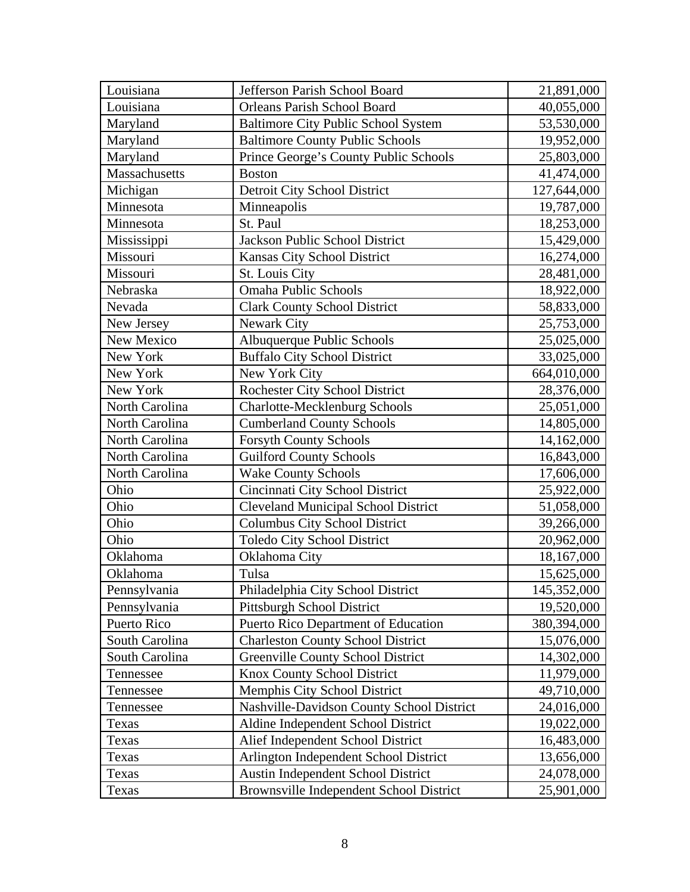| | | |
|---|---|---|
| Louisiana | Jefferson Parish School Board | 21,891,000 |
| Louisiana | Orleans Parish School Board | 40,055,000 |
| Maryland | Baltimore City Public School System | 53,530,000 |
| Maryland | Baltimore County Public Schools | 19,952,000 |
| Maryland | Prince George’s County Public Schools | 25,803,000 |
| Massachusetts | Boston | 41,474,000 |
| Michigan | Detroit City School District | 127,644,000 |
| Minnesota | Minneapolis | 19,787,000 |
| Minnesota | St. Paul | 18,253,000 |
| Mississippi | Jackson Public School District | 15,429,000 |
| Missouri | Kansas City School District | 16,274,000 |
| Missouri | St. Louis City | 28,481,000 |
| Nebraska | Omaha Public Schools | 18,922,000 |
| Nevada | Clark County School District | 58,833,000 |
| New Jersey | Newark City | 25,753,000 |
| New Mexico | Albuquerque Public Schools | 25,025,000 |
| New York | Buffalo City School District | 33,025,000 |
| New York | New York City | 664,010,000 |
| New York | Rochester City School District | 28,376,000 |
| North Carolina | Charlotte-Mecklenburg Schools | 25,051,000 |
| North Carolina | Cumberland County Schools | 14,805,000 |
| North Carolina | Forsyth County Schools | 14,162,000 |
| North Carolina | Guilford County Schools | 16,843,000 |
| North Carolina | Wake County Schools | 17,606,000 |
| Ohio | Cincinnati City School District | 25,922,000 |
| Ohio | Cleveland Municipal School District | 51,058,000 |
| Ohio | Columbus City School District | 39,266,000 |
| Ohio | Toledo City School District | 20,962,000 |
| Oklahoma | Oklahoma City | 18,167,000 |
| Oklahoma | Tulsa | 15,625,000 |
| Pennsylvania | Philadelphia City School District | 145,352,000 |
| Pennsylvania | Pittsburgh School District | 19,520,000 |
| Puerto Rico | Puerto Rico Department of Education | 380,394,000 |
| South Carolina | Charleston County School District | 15,076,000 |
| South Carolina | Greenville County School District | 14,302,000 |
| Tennessee | Knox County School District | 11,979,000 |
| Tennessee | Memphis City School District | 49,710,000 |
| Tennessee | Nashville-Davidson County School District | 24,016,000 |
| Texas | Aldine Independent School District | 19,022,000 |
| Texas | Alief Independent School District | 16,483,000 |
| Texas | Arlington Independent School District | 13,656,000 |
| Texas | Austin Independent School District | 24,078,000 |
| Texas | Brownsville Independent School District | 25,901,000 |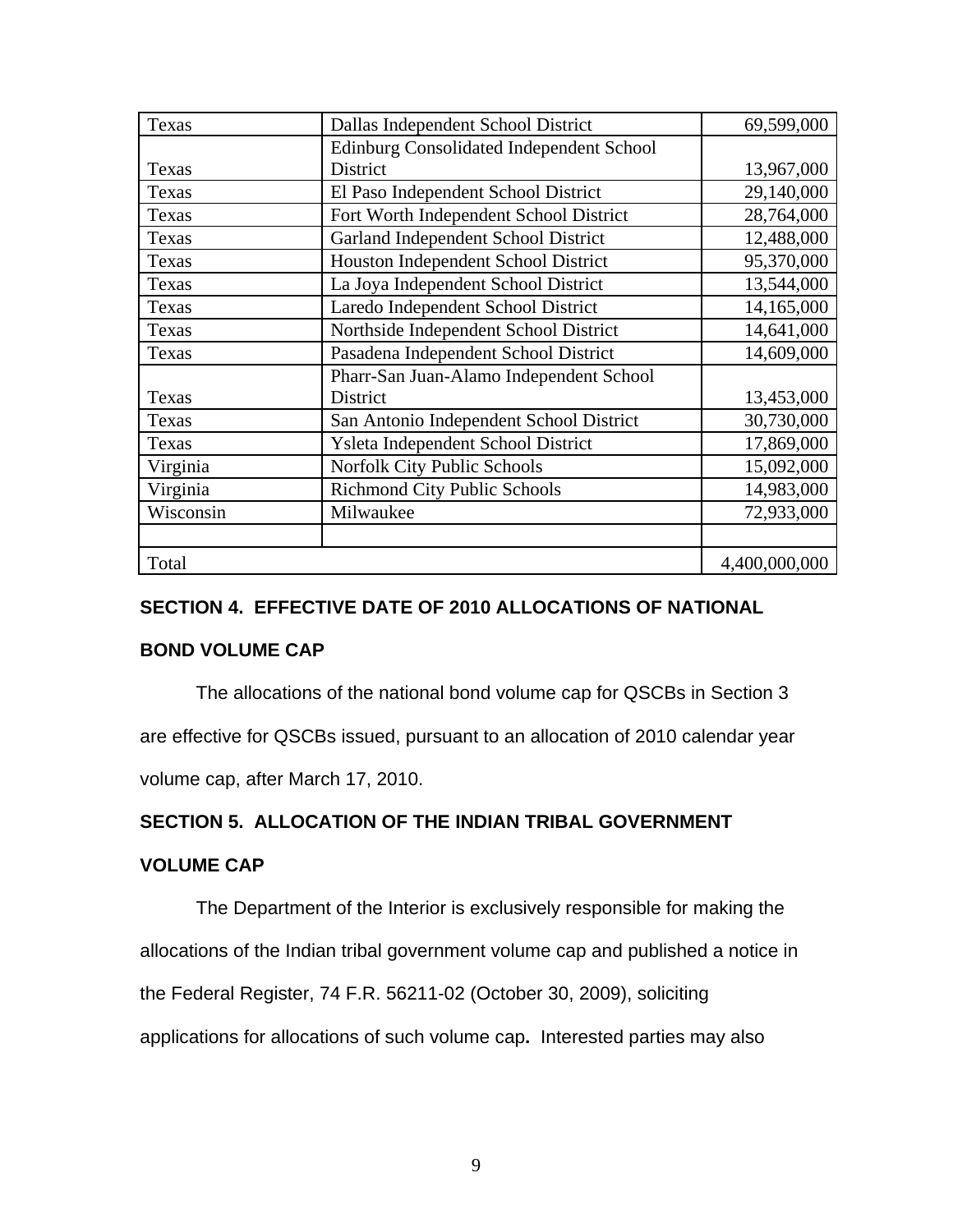| | | |
|---|---|---|
| Texas | Dallas Independent School District | 69,599,000 |
| Texas | Edinburg Consolidated Independent School District | 13,967,000 |
| Texas | El Paso Independent School District | 29,140,000 |
| Texas | Fort Worth Independent School District | 28,764,000 |
| Texas | Garland Independent School District | 12,488,000 |
| Texas | Houston Independent School District | 95,370,000 |
| Texas | La Joya Independent School District | 13,544,000 |
| Texas | Laredo Independent School District | 14,165,000 |
| Texas | Northside Independent School District | 14,641,000 |
| Texas | Pasadena Independent School District | 14,609,000 |
| Texas | Pharr-San Juan-Alamo Independent School District | 13,453,000 |
| Texas | San Antonio Independent School District | 30,730,000 |
| Texas | Ysleta Independent School District | 17,869,000 |
| Virginia | Norfolk City Public Schools | 15,092,000 |
| Virginia | Richmond City Public Schools | 14,983,000 |
| Wisconsin | Milwaukee | 72,933,000 |
| | | |
| Total | | 4,400,000,000 |

## SECTION 4. EFFECTIVE DATE OF 2010 ALLOCATIONS OF NATIONAL BOND VOLUME CAP

The allocations of the national bond volume cap for QSCBs in Section 3 are effective for QSCBs issued, pursuant to an allocation of 2010 calendar year volume cap, after March 17, 2010.

## SECTION 5. ALLOCATION OF THE INDIAN TRIBAL GOVERNMENT VOLUME CAP

The Department of the Interior is exclusively responsible for making the allocations of the Indian tribal government volume cap and published a notice in the Federal Register, 74 F.R. 56211-02 (October 30, 2009), soliciting applications for allocations of such volume cap**.** Interested parties may also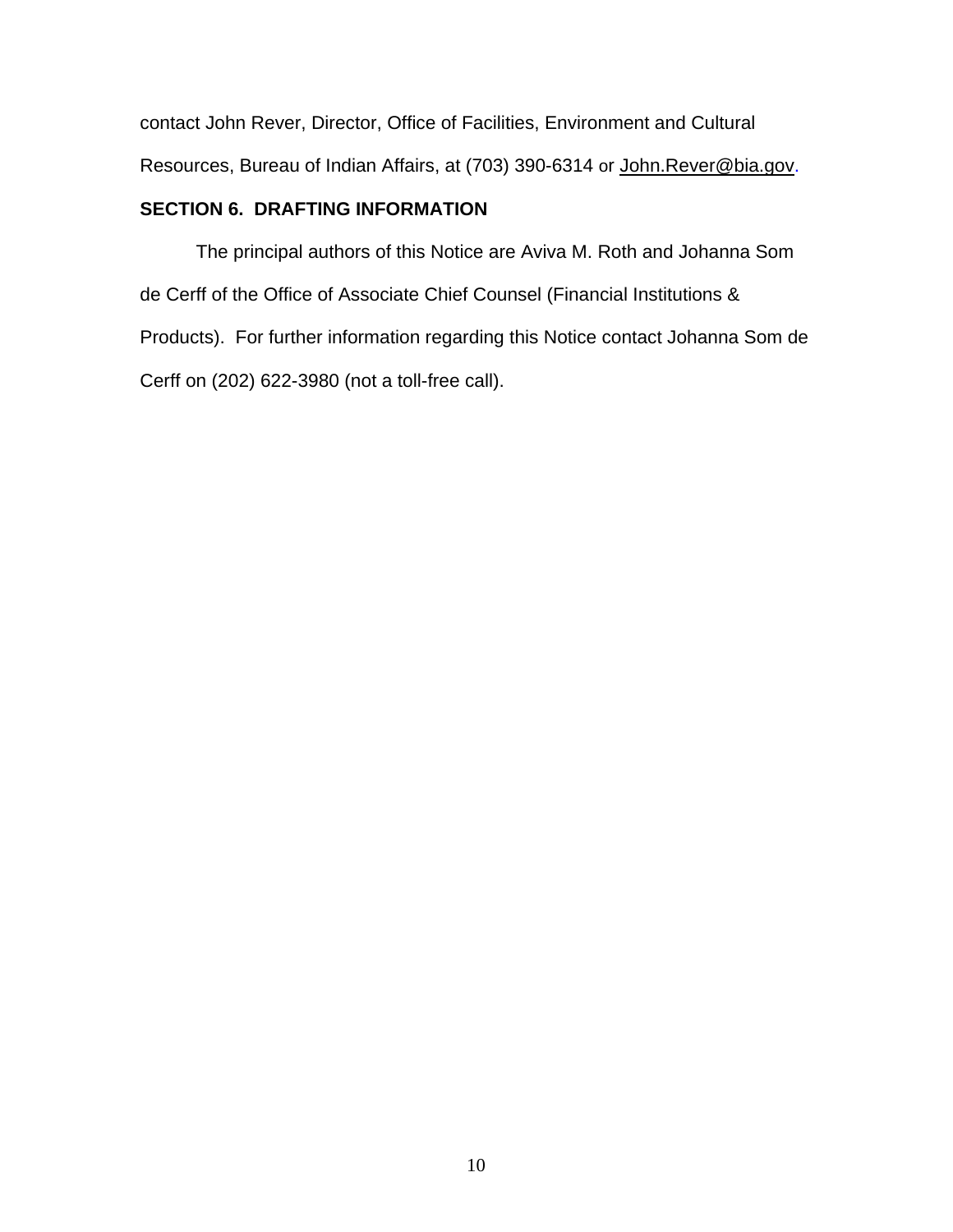contact John Rever, Director, Office of Facilities, Environment and Cultural Resources, Bureau of Indian Affairs, at (703) 390-6314 or John.Rever@bia.gov.

**SECTION 6. DRAFTING INFORMATION**

The principal authors of this Notice are Aviva M. Roth and Johanna Som de Cerff of the Office of Associate Chief Counsel (Financial Institutions & Products). For further information regarding this Notice contact Johanna Som de Cerff on (202) 622-3980 (not a toll-free call).